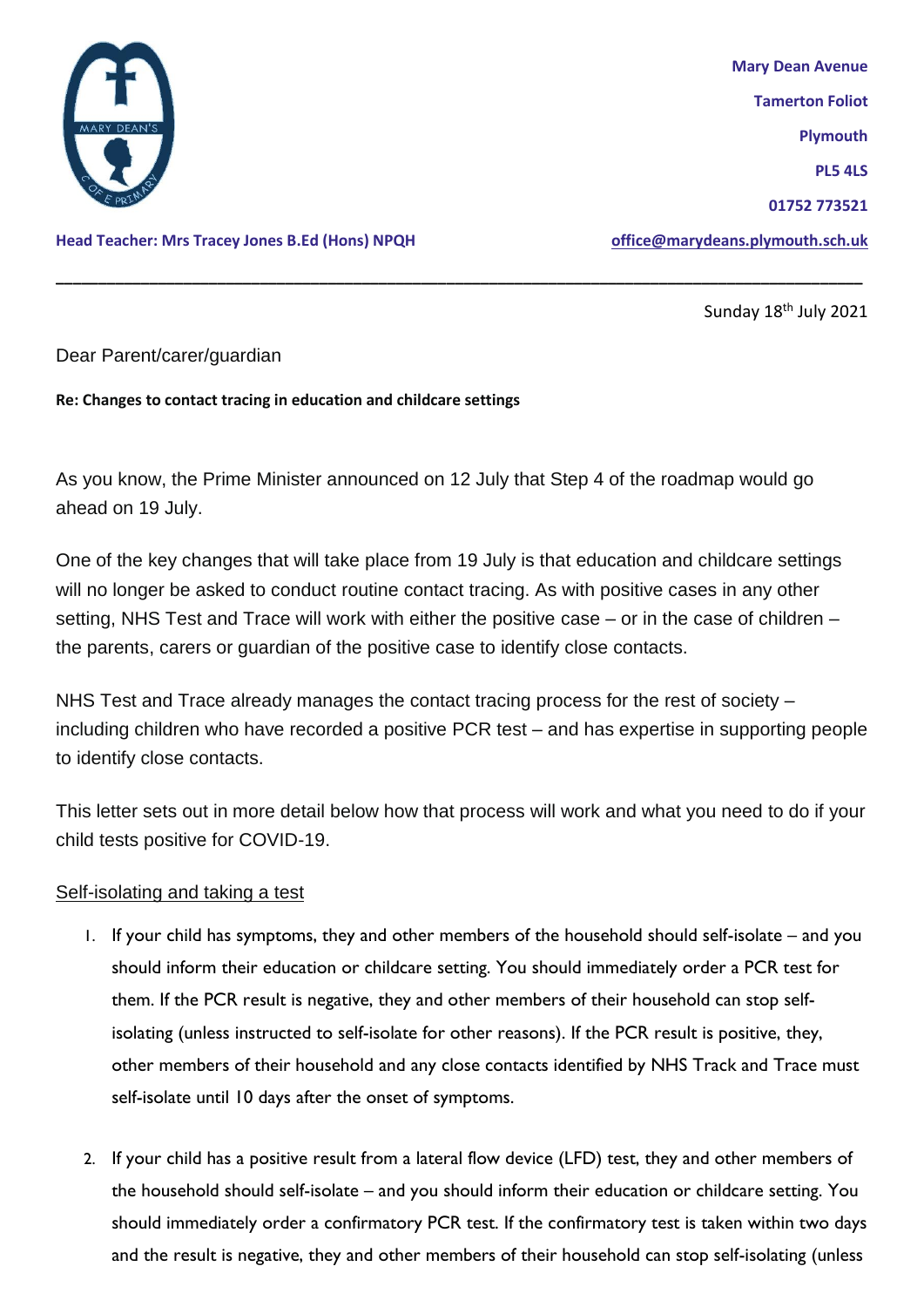Mary Dean Avenue
Tamerton Foliot
Plymouth
PL5 4LS
01752 773521

**Head Teacher: Mrs Tracey Jones B.Ed (Hons) NPQH**

office@marydeans.plymouth.sch.uk

---

Sunday 18th July 2021

Dear Parent/carer/guardian

**Re: Changes to contact tracing in education and childcare settings**

As you know, the Prime Minister announced on 12 July that Step 4 of the roadmap would go ahead on 19 July.

One of the key changes that will take place from 19 July is that education and childcare settings will no longer be asked to conduct routine contact tracing. As with positive cases in any other setting, NHS Test and Trace will work with either the positive case – or in the case of children – the parents, carers or guardian of the positive case to identify close contacts.

NHS Test and Trace already manages the contact tracing process for the rest of society – including children who have recorded a positive PCR test – and has expertise in supporting people to identify close contacts.

This letter sets out in more detail below how that process will work and what you need to do if your child tests positive for COVID-19.

Self-isolating and taking a test

1. If your child has symptoms, they and other members of the household should self-isolate – and you should inform their education or childcare setting. You should immediately order a PCR test for them. If the PCR result is negative, they and other members of their household can stop self-isolating (unless instructed to self-isolate for other reasons). If the PCR result is positive, they, other members of their household and any close contacts identified by NHS Track and Trace must self-isolate until 10 days after the onset of symptoms.

2. If your child has a positive result from a lateral flow device (LFD) test, they and other members of the household should self-isolate – and you should inform their education or childcare setting. You should immediately order a confirmatory PCR test. If the confirmatory test is taken within two days and the result is negative, they and other members of their household can stop self-isolating (unless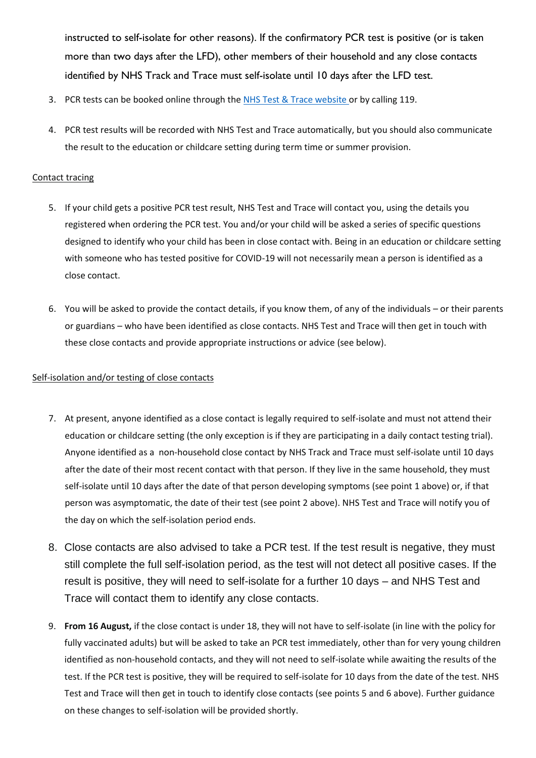instructed to self-isolate for other reasons). If the confirmatory PCR test is positive (or is taken more than two days after the LFD), other members of their household and any close contacts identified by NHS Track and Trace must self-isolate until 10 days after the LFD test.

3. PCR tests can be booked online through the [NHS Test & Trace website](#) or by calling 119.

4. PCR test results will be recorded with NHS Test and Trace automatically, but you should also communicate the result to the education or childcare setting during term time or summer provision.

<u>Contact tracing</u>

5. If your child gets a positive PCR test result, NHS Test and Trace will contact you, using the details you registered when ordering the PCR test. You and/or your child will be asked a series of specific questions designed to identify who your child has been in close contact with. Being in an education or childcare setting with someone who has tested positive for COVID-19 will not necessarily mean a person is identified as a close contact.

6. You will be asked to provide the contact details, if you know them, of any of the individuals – or their parents or guardians – who have been identified as close contacts. NHS Test and Trace will then get in touch with these close contacts and provide appropriate instructions or advice (see below).

<u>Self-isolation and/or testing of close contacts</u>

7. At present, anyone identified as a close contact is legally required to self-isolate and must not attend their education or childcare setting (the only exception is if they are participating in a daily contact testing trial). Anyone identified as a non-household close contact by NHS Track and Trace must self-isolate until 10 days after the date of their most recent contact with that person. If they live in the same household, they must self-isolate until 10 days after the date of that person developing symptoms (see point 1 above) or, if that person was asymptomatic, the date of their test (see point 2 above). NHS Test and Trace will notify you of the day on which the self-isolation period ends.

8. Close contacts are also advised to take a PCR test. If the test result is negative, they must still complete the full self-isolation period, as the test will not detect all positive cases. If the result is positive, they will need to self-isolate for a further 10 days – and NHS Test and Trace will contact them to identify any close contacts.

9. **From 16 August,** if the close contact is under 18, they will not have to self-isolate (in line with the policy for fully vaccinated adults) but will be asked to take an PCR test immediately, other than for very young children identified as non-household contacts, and they will not need to self-isolate while awaiting the results of the test. If the PCR test is positive, they will be required to self-isolate for 10 days from the date of the test. NHS Test and Trace will then get in touch to identify close contacts (see points 5 and 6 above). Further guidance on these changes to self-isolation will be provided shortly.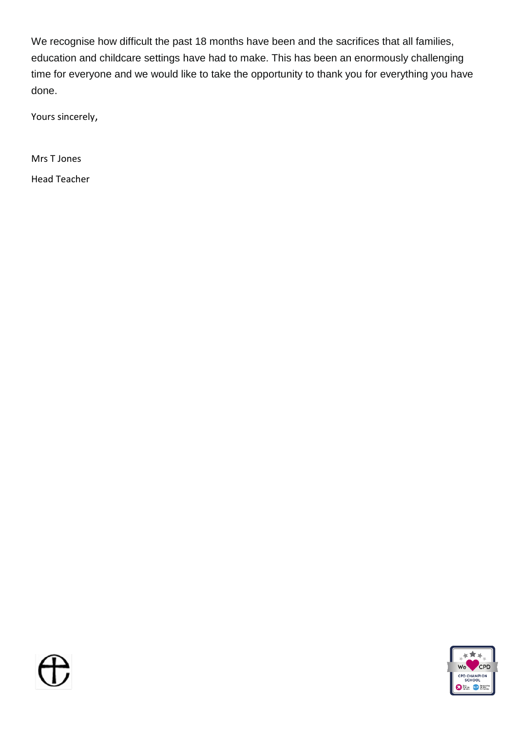We recognise how difficult the past 18 months have been and the sacrifices that all families, education and childcare settings have had to make. This has been an enormously challenging time for everyone and we would like to take the opportunity to thank you for everything you have done.

Yours sincerely,

Mrs T Jones

Head Teacher